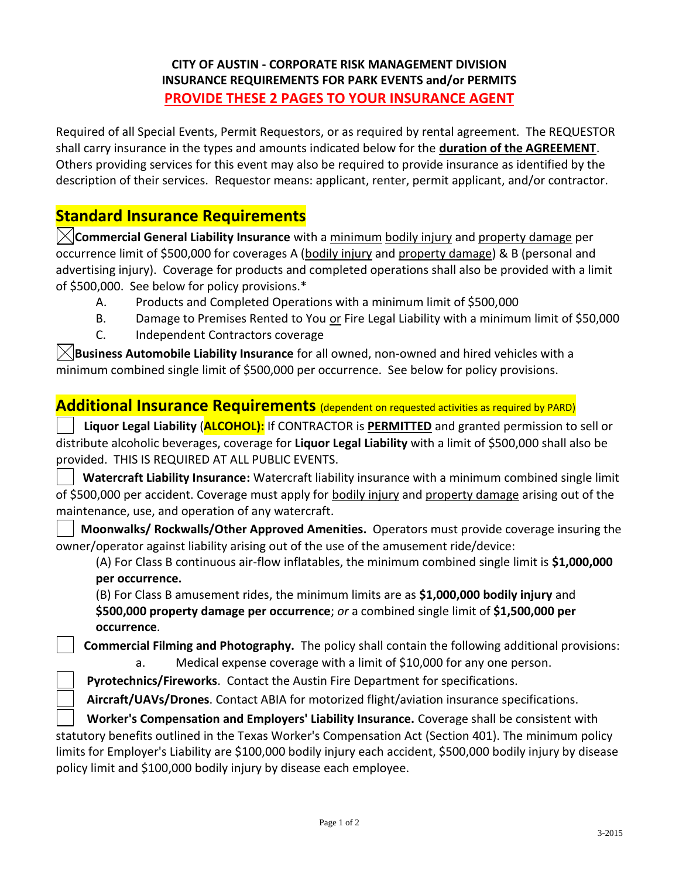**CITY OF AUSTIN - CORPORATE RISK MANAGEMENT DIVISION**
**INSURANCE REQUIREMENTS FOR PARK EVENTS and/or PERMITS**
**PROVIDE THESE 2 PAGES TO YOUR INSURANCE AGENT**

Required of all Special Events, Permit Requestors, or as required by rental agreement. The REQUESTOR shall carry insurance in the types and amounts indicated below for the **duration of the AGREEMENT**. Others providing services for this event may also be required to provide insurance as identified by the description of their services. Requestor means: applicant, renter, permit applicant, and/or contractor.

## Standard Insurance Requirements

☒ **Commercial General Liability Insurance** with a minimum bodily injury and property damage per occurrence limit of $500,000 for coverages A (bodily injury and property damage) & B (personal and advertising injury). Coverage for products and completed operations shall also be provided with a limit of $500,000. See below for policy provisions.*

- A. Products and Completed Operations with a minimum limit of $500,000
- B. Damage to Premises Rented to You or Fire Legal Liability with a minimum limit of $50,000
- C. Independent Contractors coverage

☒ **Business Automobile Liability Insurance** for all owned, non-owned and hired vehicles with a minimum combined single limit of $500,000 per occurrence. See below for policy provisions.

## Additional Insurance Requirements (dependent on requested activities as required by PARD)

☐ **Liquor Legal Liability** (**ALCOHOL):** If CONTRACTOR is **PERMITTED** and granted permission to sell or distribute alcoholic beverages, coverage for **Liquor Legal Liability** with a limit of $500,000 shall also be provided. THIS IS REQUIRED AT ALL PUBLIC EVENTS.

☐ **Watercraft Liability Insurance:** Watercraft liability insurance with a minimum combined single limit of $500,000 per accident. Coverage must apply for bodily injury and property damage arising out of the maintenance, use, and operation of any watercraft.

☐ **Moonwalks/ Rockwalls/Other Approved Amenities.** Operators must provide coverage insuring the owner/operator against liability arising out of the use of the amusement ride/device:

(A) For Class B continuous air-flow inflatables, the minimum combined single limit is **$1,000,000 per occurrence.**

(B) For Class B amusement rides, the minimum limits are as **$1,000,000 bodily injury** and **$500,000 property damage per occurrence**; *or* a combined single limit of **$1,500,000 per occurrence**.

☐ **Commercial Filming and Photography.** The policy shall contain the following additional provisions:

- a. Medical expense coverage with a limit of $10,000 for any one person.

☐ **Pyrotechnics/Fireworks**. Contact the Austin Fire Department for specifications.

☐ **Aircraft/UAVs/Drones**. Contact ABIA for motorized flight/aviation insurance specifications.

☐ **Worker's Compensation and Employers' Liability Insurance.** Coverage shall be consistent with statutory benefits outlined in the Texas Worker's Compensation Act (Section 401). The minimum policy limits for Employer's Liability are $100,000 bodily injury each accident, $500,000 bodily injury by disease policy limit and $100,000 bodily injury by disease each employee.

3-2015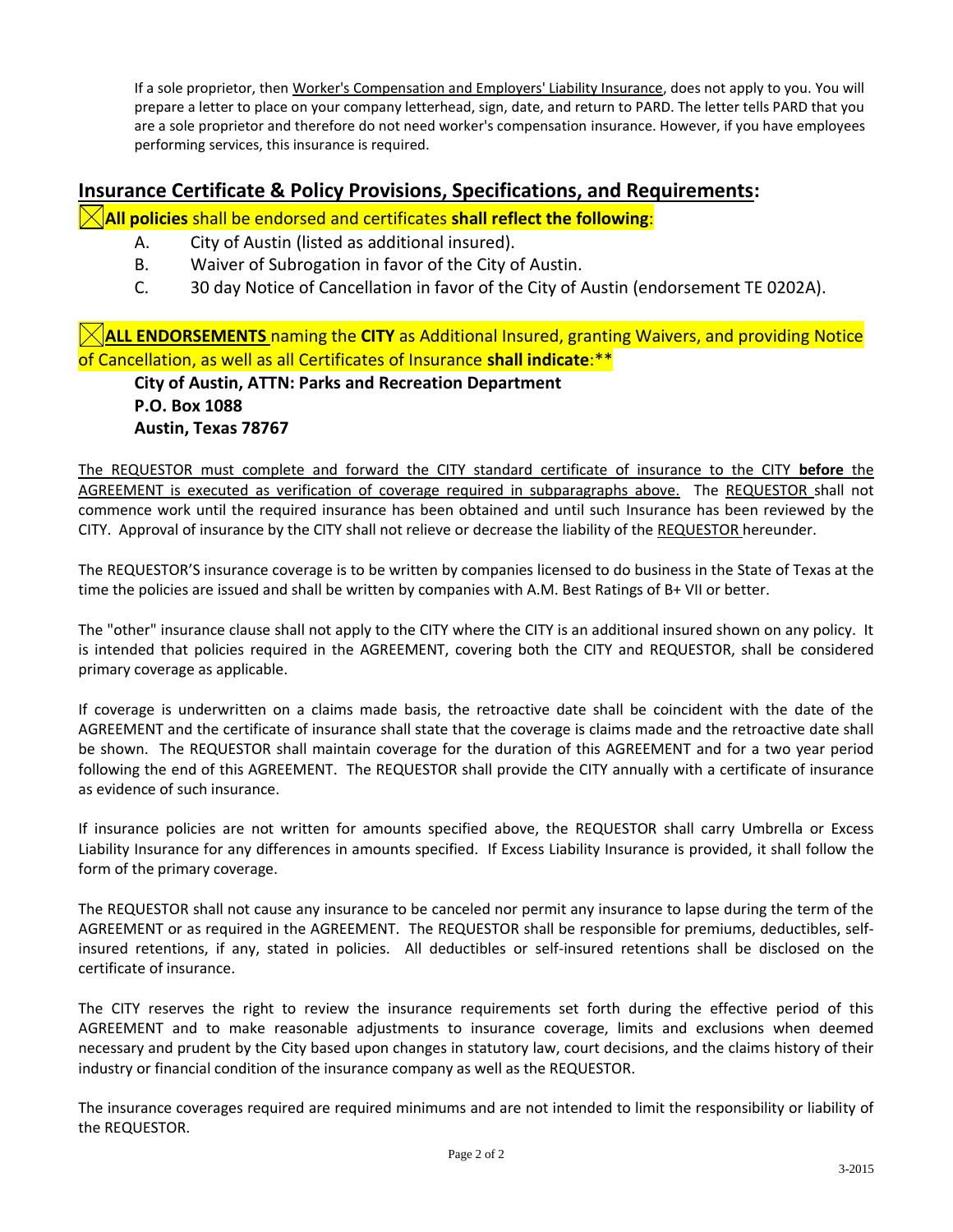If a sole proprietor, then Worker's Compensation and Employers' Liability Insurance, does not apply to you. You will prepare a letter to place on your company letterhead, sign, date, and return to PARD. The letter tells PARD that you are a sole proprietor and therefore do not need worker's compensation insurance. However, if you have employees performing services, this insurance is required.

## Insurance Certificate & Policy Provisions, Specifications, and Requirements:

☒ **All policies** shall be endorsed and certificates **shall reflect the following**:

A. City of Austin (listed as additional insured).

B. Waiver of Subrogation in favor of the City of Austin.

C. 30 day Notice of Cancellation in favor of the City of Austin (endorsement TE 0202A).

☒ **ALL ENDORSEMENTS** naming the **CITY** as Additional Insured, granting Waivers, and providing Notice of Cancellation, as well as all Certificates of Insurance **shall indicate**:**

**City of Austin, ATTN: Parks and Recreation Department**
**P.O. Box 1088**
**Austin, Texas 78767**

The REQUESTOR must complete and forward the CITY standard certificate of insurance to the CITY **before** the AGREEMENT is executed as verification of coverage required in subparagraphs above. The REQUESTOR shall not commence work until the required insurance has been obtained and until such Insurance has been reviewed by the CITY. Approval of insurance by the CITY shall not relieve or decrease the liability of the REQUESTOR hereunder.

The REQUESTOR'S insurance coverage is to be written by companies licensed to do business in the State of Texas at the time the policies are issued and shall be written by companies with A.M. Best Ratings of B+ VII or better.

The "other" insurance clause shall not apply to the CITY where the CITY is an additional insured shown on any policy. It is intended that policies required in the AGREEMENT, covering both the CITY and REQUESTOR, shall be considered primary coverage as applicable.

If coverage is underwritten on a claims made basis, the retroactive date shall be coincident with the date of the AGREEMENT and the certificate of insurance shall state that the coverage is claims made and the retroactive date shall be shown. The REQUESTOR shall maintain coverage for the duration of this AGREEMENT and for a two year period following the end of this AGREEMENT. The REQUESTOR shall provide the CITY annually with a certificate of insurance as evidence of such insurance.

If insurance policies are not written for amounts specified above, the REQUESTOR shall carry Umbrella or Excess Liability Insurance for any differences in amounts specified. If Excess Liability Insurance is provided, it shall follow the form of the primary coverage.

The REQUESTOR shall not cause any insurance to be canceled nor permit any insurance to lapse during the term of the AGREEMENT or as required in the AGREEMENT. The REQUESTOR shall be responsible for premiums, deductibles, self-insured retentions, if any, stated in policies. All deductibles or self-insured retentions shall be disclosed on the certificate of insurance.

The CITY reserves the right to review the insurance requirements set forth during the effective period of this AGREEMENT and to make reasonable adjustments to insurance coverage, limits and exclusions when deemed necessary and prudent by the City based upon changes in statutory law, court decisions, and the claims history of their industry or financial condition of the insurance company as well as the REQUESTOR.

The insurance coverages required are required minimums and are not intended to limit the responsibility or liability of the REQUESTOR.

3-2015